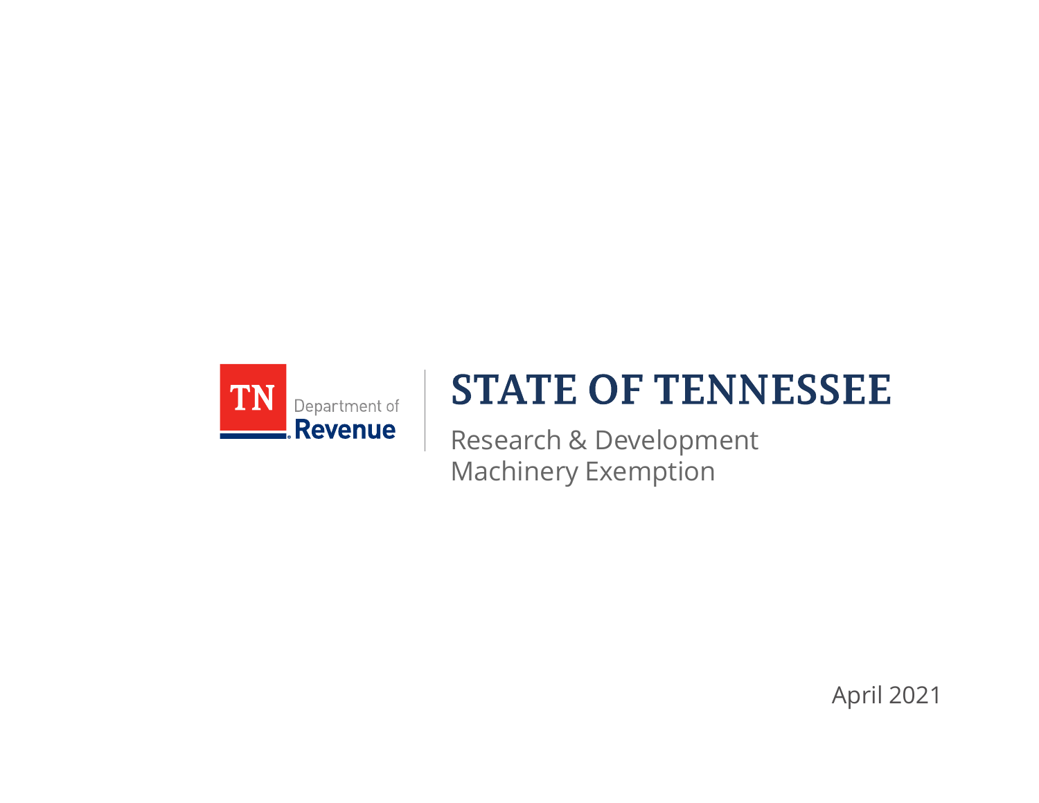TN Department of Revenue

# STATE OF TENNESSEE

## Research & Development Machinery Exemption

April 2021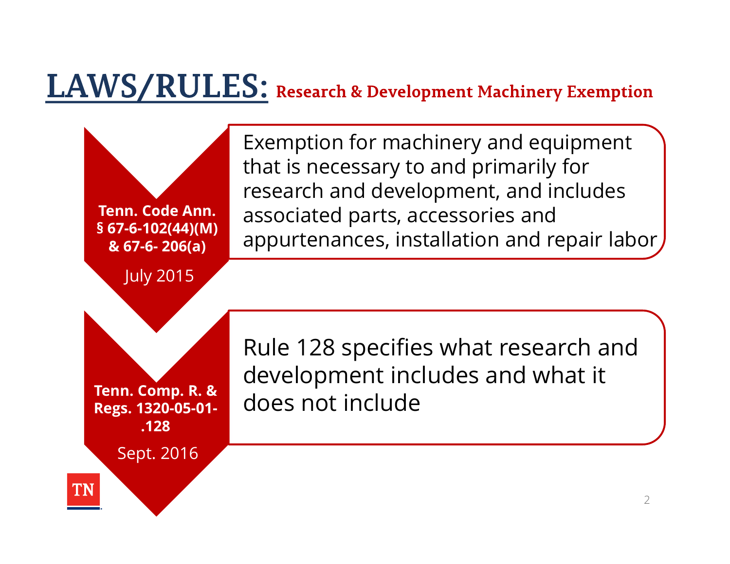# LAWS/RULES: Research & Development Machinery Exemption

**Tenn. Code Ann. § 67-6-102(44)(M) & 67-6- 206(a)**

July 2015

Exemption for machinery and equipment that is necessary to and primarily for research and development, and includes associated parts, accessories and appurtenances, installation and repair labor

**Tenn. Comp. R. & Regs. 1320-05-01-.128**

Sept. 2016

Rule 128 specifies what research and development includes and what it does not include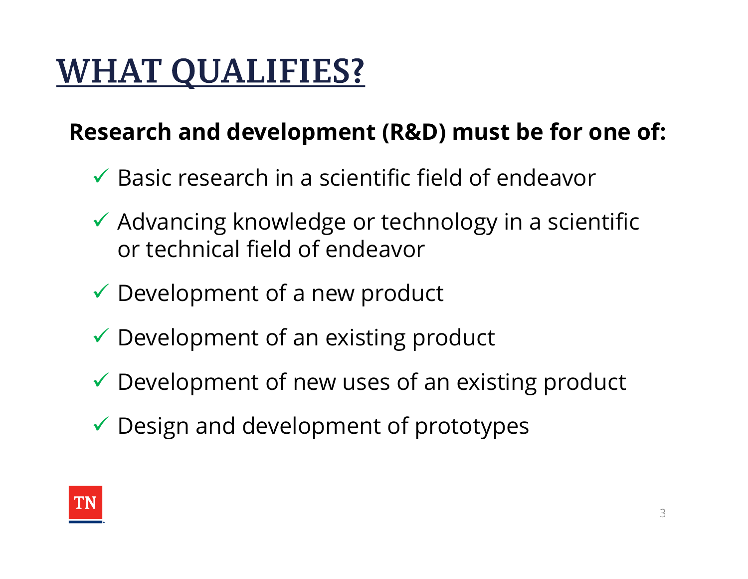# WHAT QUALIFIES?

**Research and development (R&D) must be for one of:**

- ✓ Basic research in a scientific field of endeavor
- ✓ Advancing knowledge or technology in a scientific or technical field of endeavor
- ✓ Development of a new product
- ✓ Development of an existing product
- ✓ Development of new uses of an existing product
- ✓ Design and development of prototypes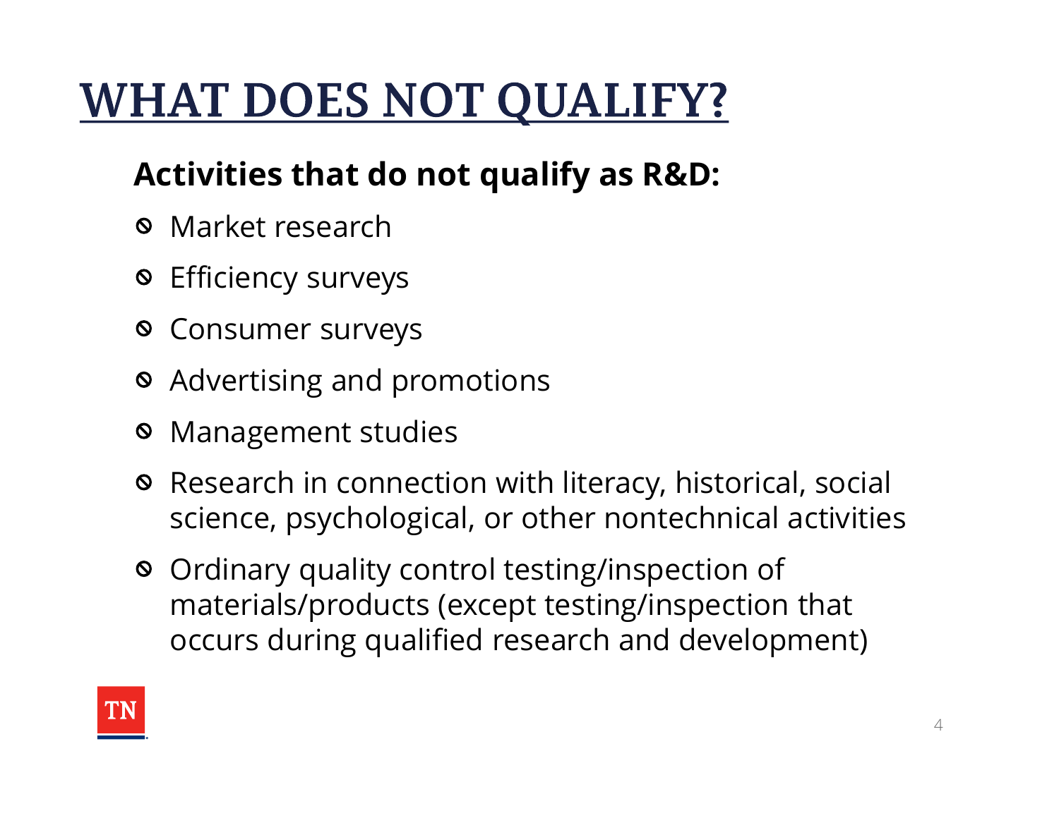# WHAT DOES NOT QUALIFY?

**Activities that do not qualify as R&D:**

- Market research
- Efficiency surveys
- Consumer surveys
- Advertising and promotions
- Management studies
- Research in connection with literacy, historical, social science, psychological, or other nontechnical activities
- Ordinary quality control testing/inspection of materials/products (except testing/inspection that occurs during qualified research and development)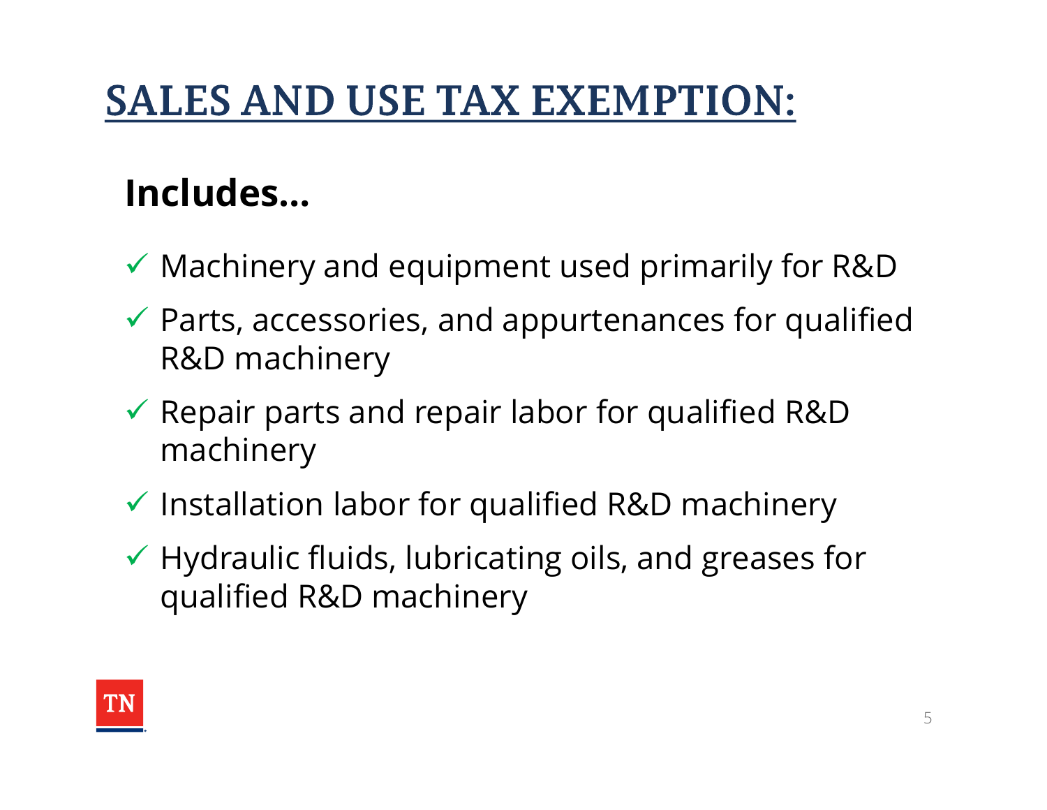# SALES AND USE TAX EXEMPTION:

## Includes…

- ✓ Machinery and equipment used primarily for R&D
- ✓ Parts, accessories, and appurtenances for qualified R&D machinery
- ✓ Repair parts and repair labor for qualified R&D machinery
- ✓ Installation labor for qualified R&D machinery
- ✓ Hydraulic fluids, lubricating oils, and greases for qualified R&D machinery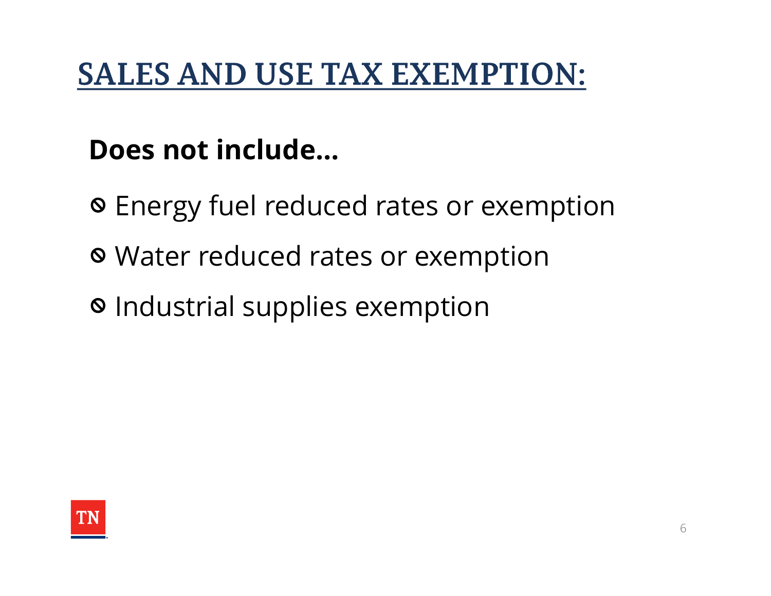# SALES AND USE TAX EXEMPTION:

**Does not include…**

- Energy fuel reduced rates or exemption
- Water reduced rates or exemption
- Industrial supplies exemption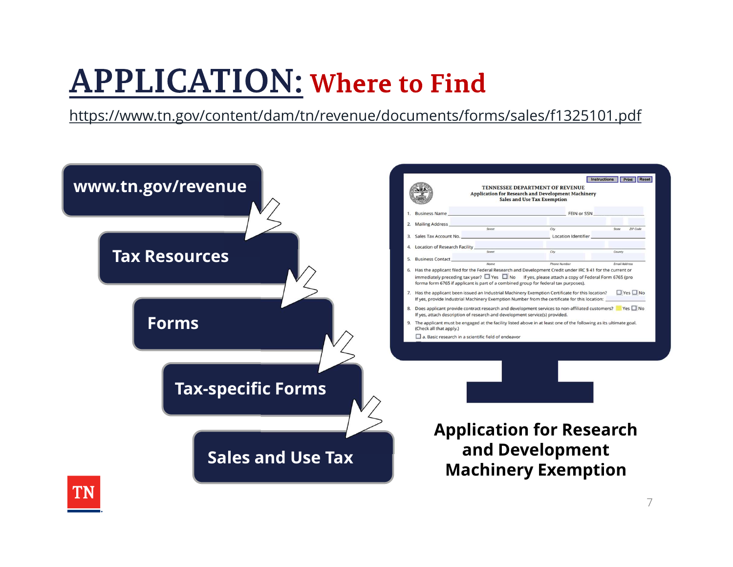# APPLICATION: Where to Find

https://www.tn.gov/content/dam/tn/revenue/documents/forms/sales/f1325101.pdf

- www.tn.gov/revenue
- Tax Resources
- Forms
- Tax-specific Forms
- Sales and Use Tax

**Application for Research and Development Machinery Exemption**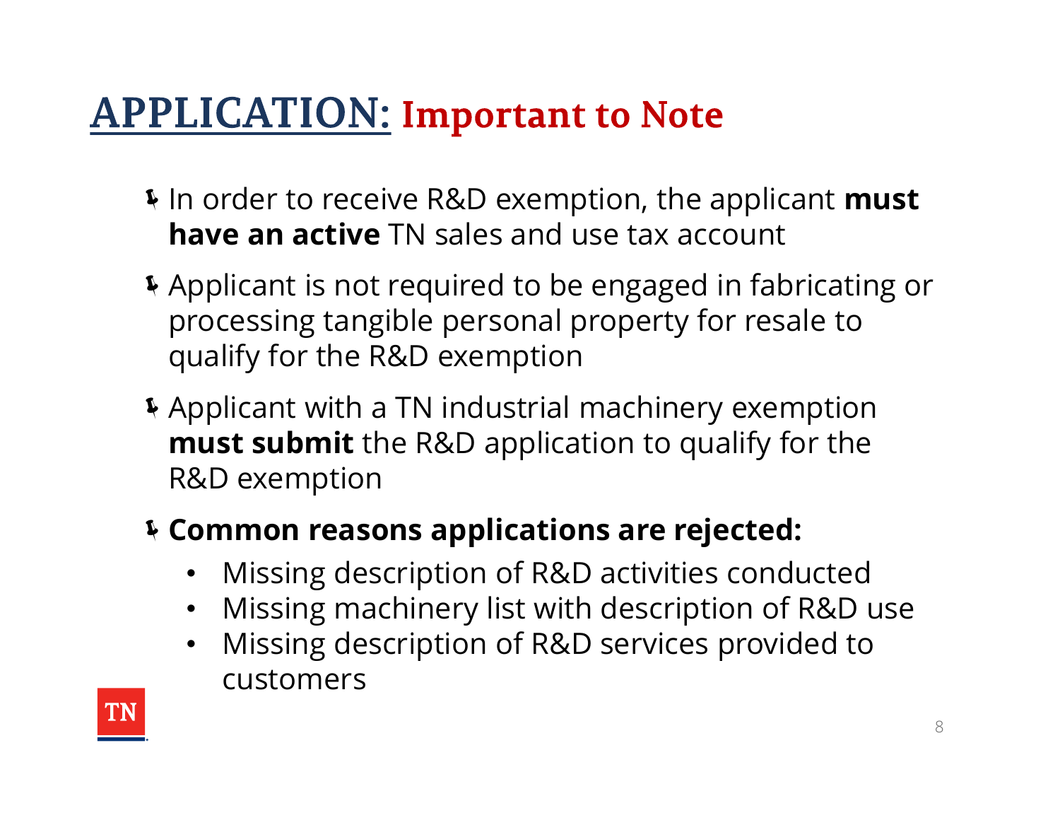# APPLICATION: Important to Note

- In order to receive R&D exemption, the applicant **must have an active** TN sales and use tax account
- Applicant is not required to be engaged in fabricating or processing tangible personal property for resale to qualify for the R&D exemption
- Applicant with a TN industrial machinery exemption **must submit** the R&D application to qualify for the R&D exemption
- **Common reasons applications are rejected:**
  - Missing description of R&D activities conducted
  - Missing machinery list with description of R&D use
  - Missing description of R&D services provided to customers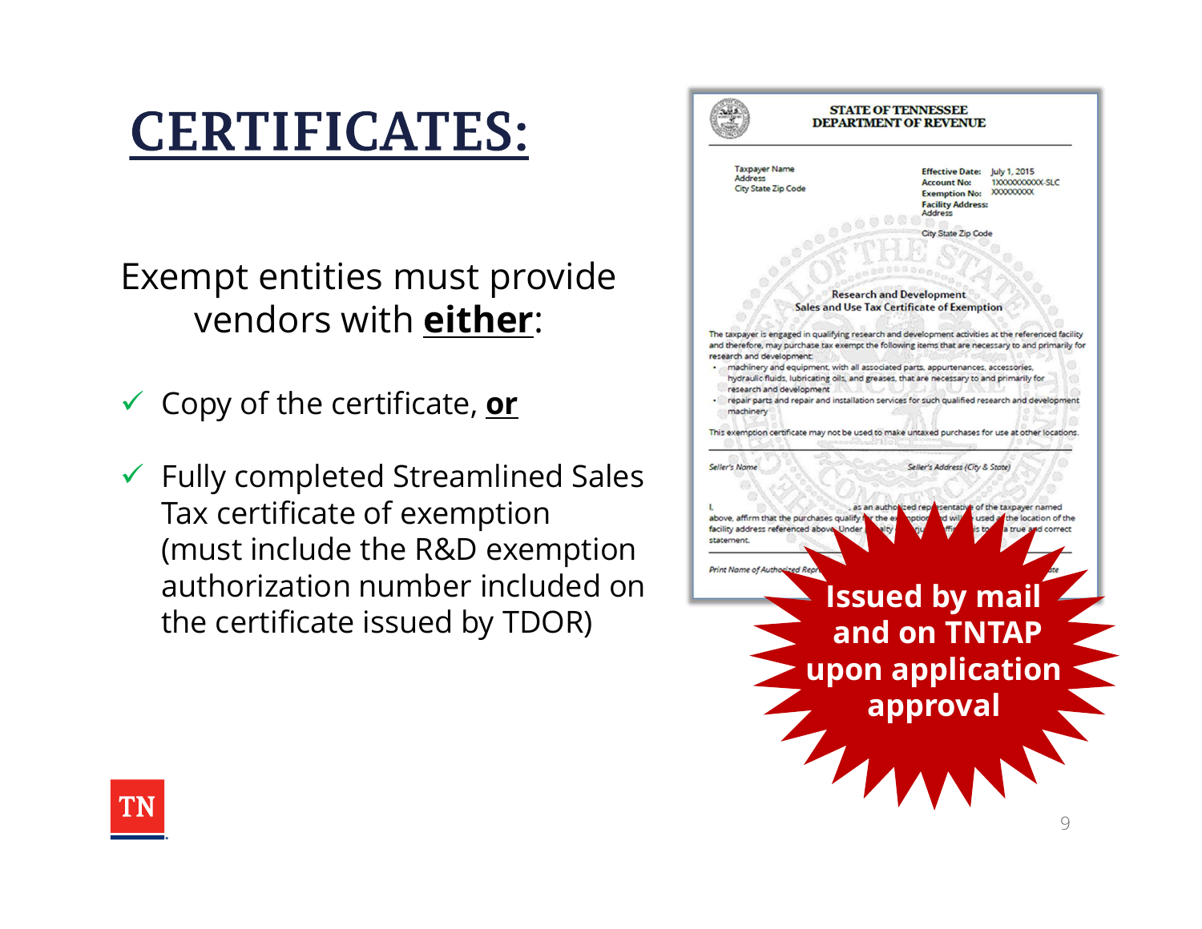# CERTIFICATES:

Exempt entities must provide vendors with **either**:

- ✓ Copy of the certificate, **or**
- ✓ Fully completed Streamlined Sales Tax certificate of exemption (must include the R&D exemption authorization number included on the certificate issued by TDOR)

**STATE OF TENNESSEE**
**DEPARTMENT OF REVENUE**

Taxpayer Name
Address
City State Zip Code

**Effective Date:** July 1, 2015
**Account No:** 1XXXXXXXXXX-SLC
**Exemption No:** XXXXXXXXX
**Facility Address:**
Address

City State Zip Code

**Research and Development**
**Sales and Use Tax Certificate of Exemption**

The taxpayer is engaged in qualifying research and development activities at the referenced facility and therefore, may purchase tax exempt the following items that are necessary to and primarily for research and development:

- machinery and equipment, with all associated parts, appurtenances, accessories, hydraulic fluids, lubricating oils, and greases, that are necessary to and primarily for research and development
- repair parts and repair and installation services for such qualified research and development machinery

This exemption certificate may not be used to make untaxed purchases for use at other locations.

*Seller's Name* *Seller's Address (City & State)*

I, ______, as an authorized representative of the taxpayer named above, affirm that the purchases qualify for the exemption and will be used at the location of the facility address referenced above. Under penalty ... is a true and correct statement.

*Print Name of Authorized Repr...* *...te*

**Issued by mail and on TNTAP upon application approval**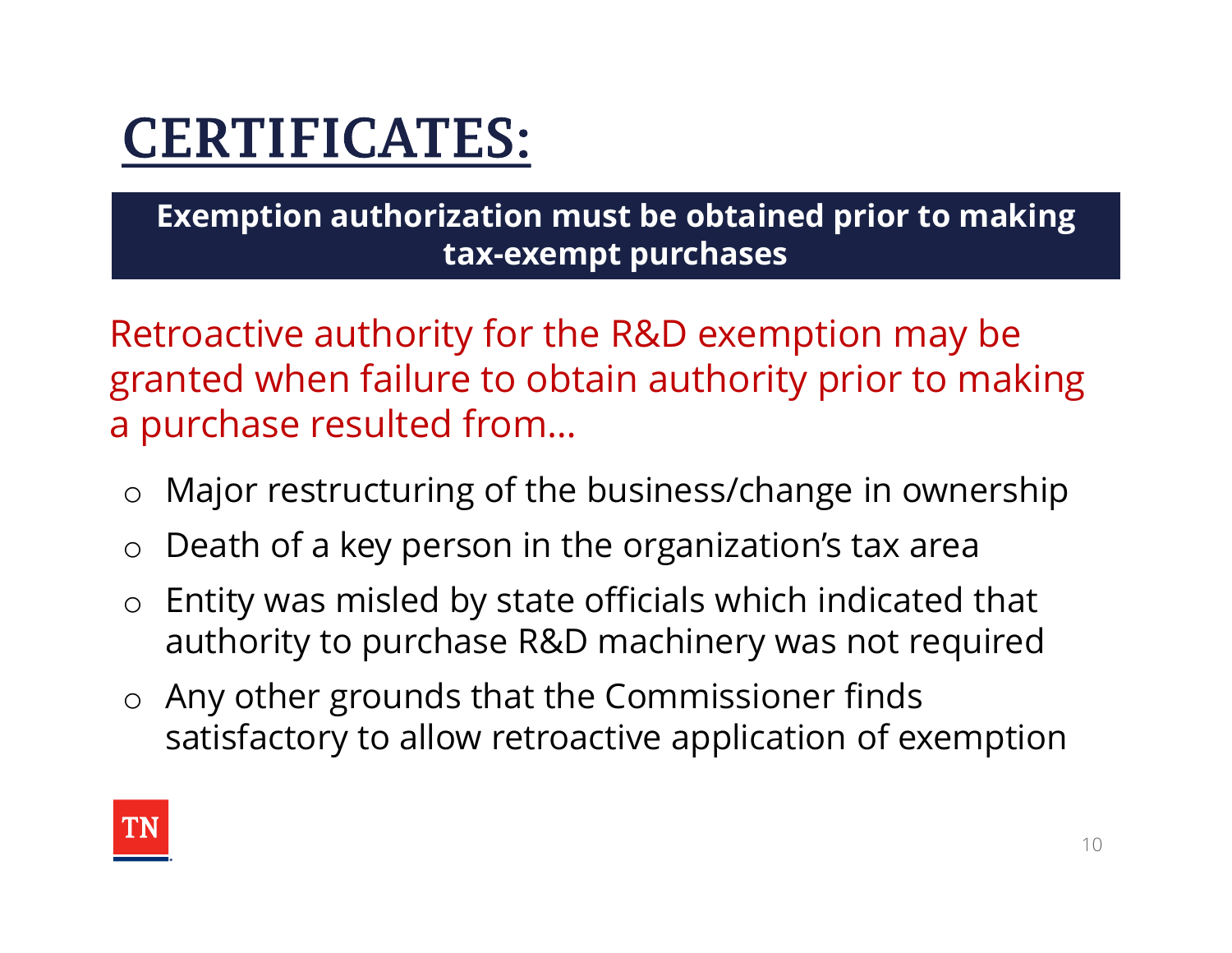# CERTIFICATES:

**Exemption authorization must be obtained prior to making tax-exempt purchases**

Retroactive authority for the R&D exemption may be granted when failure to obtain authority prior to making a purchase resulted from…

- Major restructuring of the business/change in ownership
- Death of a key person in the organization's tax area
- Entity was misled by state officials which indicated that authority to purchase R&D machinery was not required
- Any other grounds that the Commissioner finds satisfactory to allow retroactive application of exemption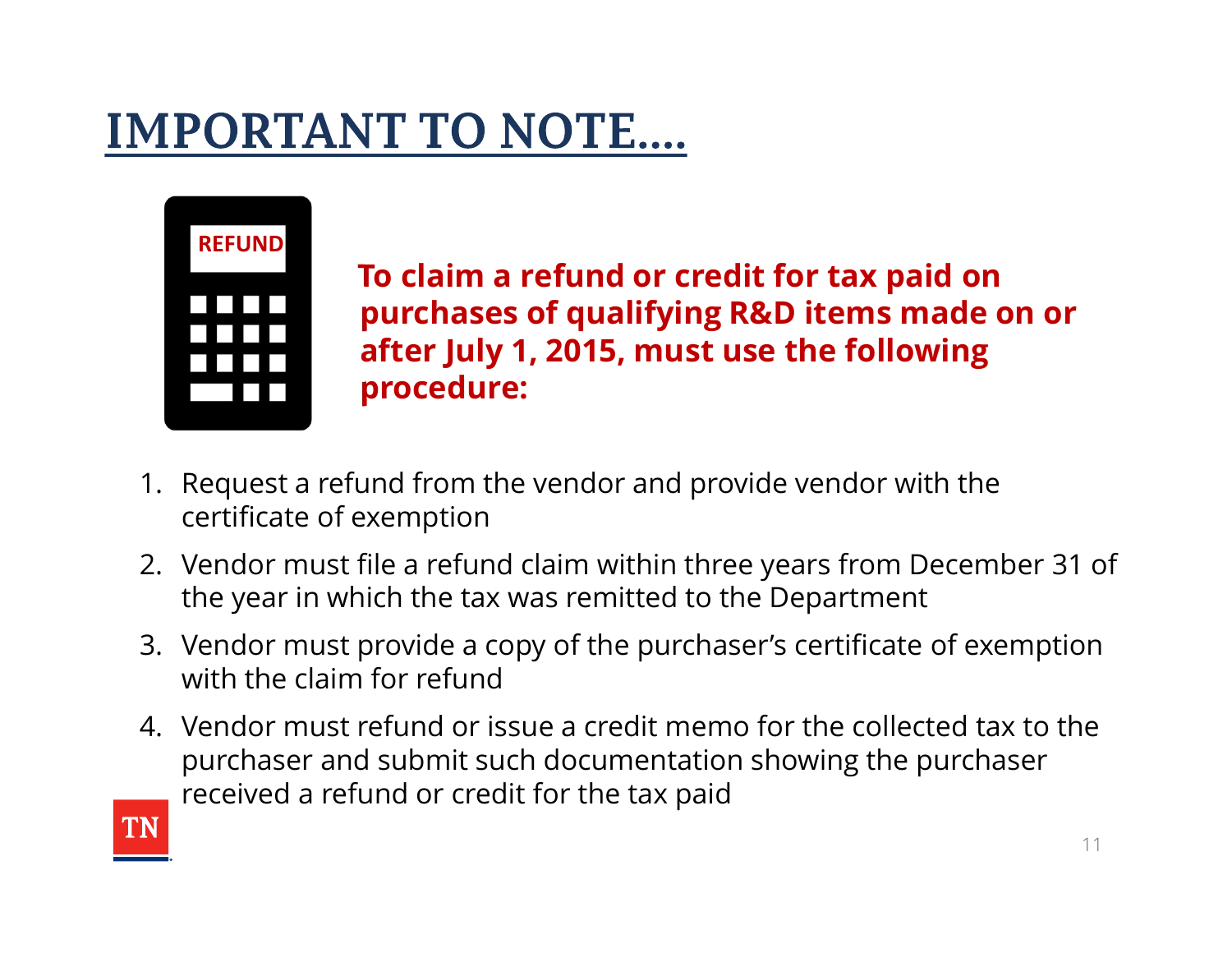# IMPORTANT TO NOTE….

**To claim a refund or credit for tax paid on purchases of qualifying R&D items made on or after July 1, 2015, must use the following procedure:**

1. Request a refund from the vendor and provide vendor with the certificate of exemption
2. Vendor must file a refund claim within three years from December 31 of the year in which the tax was remitted to the Department
3. Vendor must provide a copy of the purchaser's certificate of exemption with the claim for refund
4. Vendor must refund or issue a credit memo for the collected tax to the purchaser and submit such documentation showing the purchaser received a refund or credit for the tax paid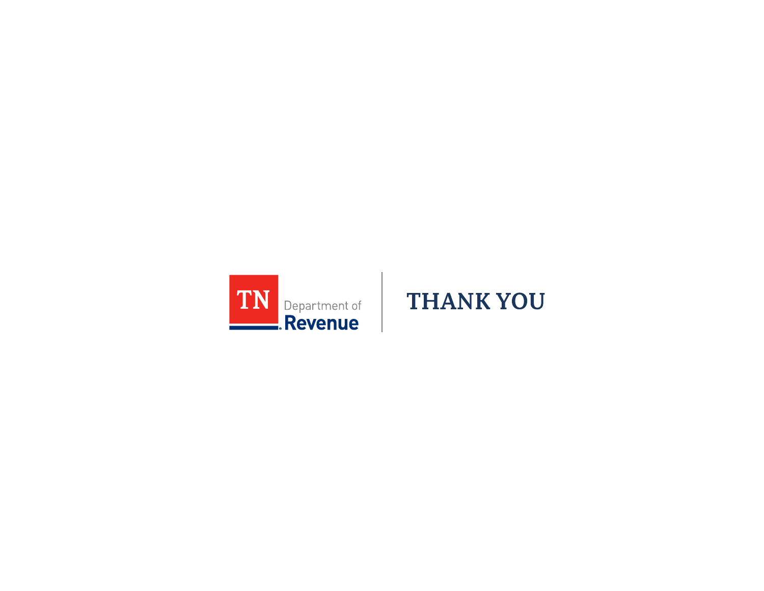TN Department of Revenue

# THANK YOU